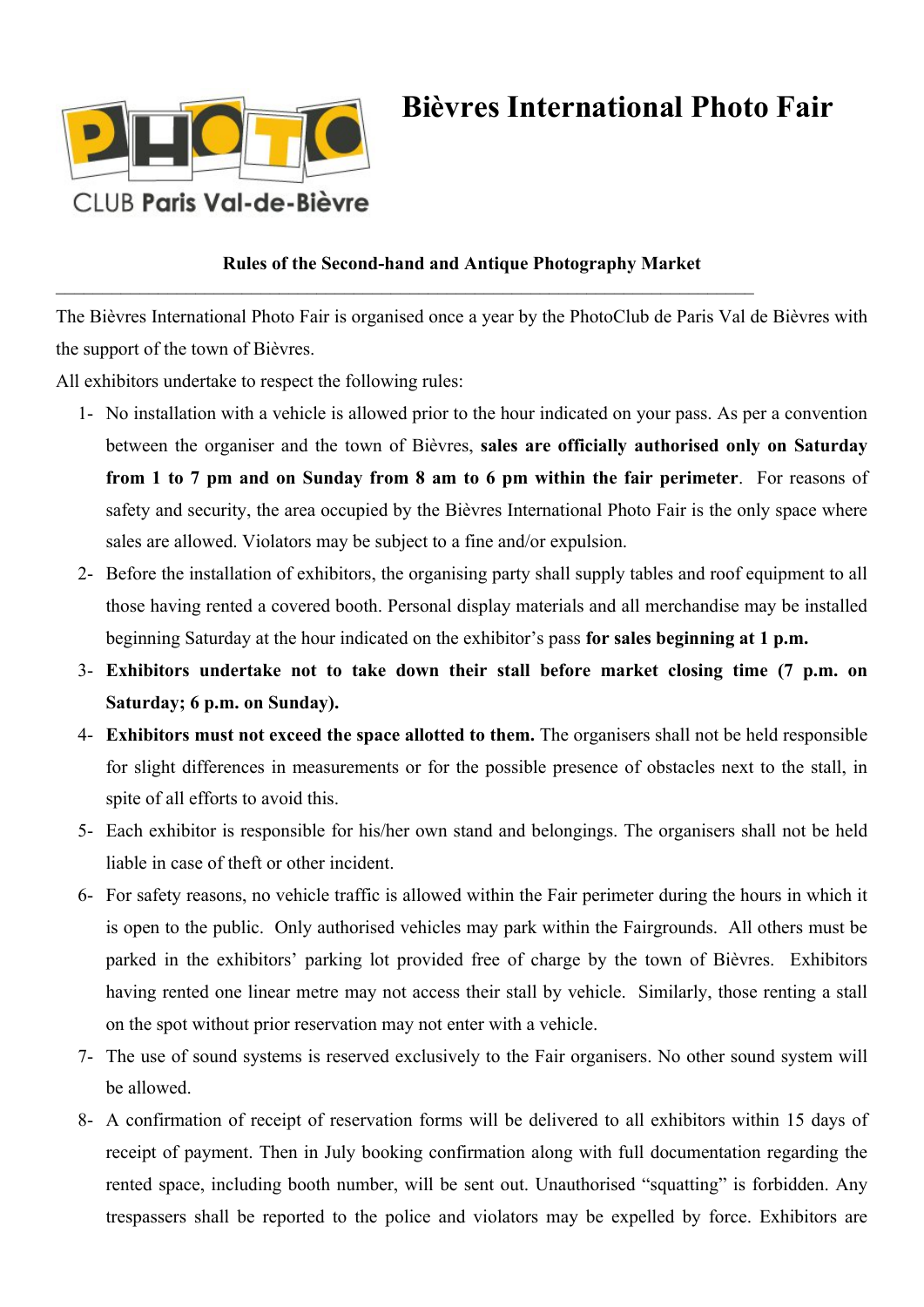PHOTO CLUB Paris Val-de-Bièvre

# Bièvres International Photo Fair

**Rules of the Second-hand and Antique Photography Market**

---

The Bièvres International Photo Fair is organised once a year by the PhotoClub de Paris Val de Bièvres with the support of the town of Bièvres.

All exhibitors undertake to respect the following rules:

1- No installation with a vehicle is allowed prior to the hour indicated on your pass. As per a convention between the organiser and the town of Bièvres, **sales are officially authorised only on Saturday from 1 to 7 pm and on Sunday from 8 am to 6 pm within the fair perimeter**. For reasons of safety and security, the area occupied by the Bièvres International Photo Fair is the only space where sales are allowed. Violators may be subject to a fine and/or expulsion.

2- Before the installation of exhibitors, the organising party shall supply tables and roof equipment to all those having rented a covered booth. Personal display materials and all merchandise may be installed beginning Saturday at the hour indicated on the exhibitor's pass **for sales beginning at 1 p.m.**

3- **Exhibitors undertake not to take down their stall before market closing time (7 p.m. on Saturday; 6 p.m. on Sunday).**

4- **Exhibitors must not exceed the space allotted to them.** The organisers shall not be held responsible for slight differences in measurements or for the possible presence of obstacles next to the stall, in spite of all efforts to avoid this.

5- Each exhibitor is responsible for his/her own stand and belongings. The organisers shall not be held liable in case of theft or other incident.

6- For safety reasons, no vehicle traffic is allowed within the Fair perimeter during the hours in which it is open to the public. Only authorised vehicles may park within the Fairgrounds. All others must be parked in the exhibitors' parking lot provided free of charge by the town of Bièvres. Exhibitors having rented one linear metre may not access their stall by vehicle. Similarly, those renting a stall on the spot without prior reservation may not enter with a vehicle.

7- The use of sound systems is reserved exclusively to the Fair organisers. No other sound system will be allowed.

8- A confirmation of receipt of reservation forms will be delivered to all exhibitors within 15 days of receipt of payment. Then in July booking confirmation along with full documentation regarding the rented space, including booth number, will be sent out. Unauthorised "squatting" is forbidden. Any trespassers shall be reported to the police and violators may be expelled by force. Exhibitors are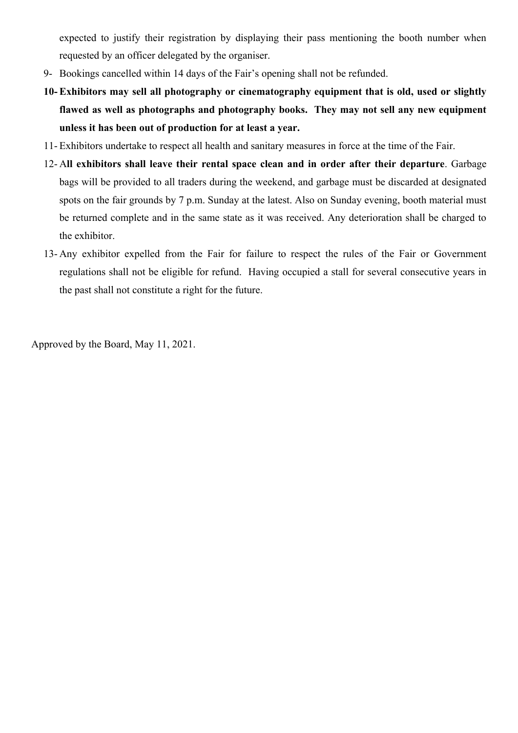expected to justify their registration by displaying their pass mentioning the booth number when requested by an officer delegated by the organiser.

9- Bookings cancelled within 14 days of the Fair's opening shall not be refunded.

**10- Exhibitors may sell all photography or cinematography equipment that is old, used or slightly flawed as well as photographs and photography books. They may not sell any new equipment unless it has been out of production for at least a year.**

11- Exhibitors undertake to respect all health and sanitary measures in force at the time of the Fair.

12- A**ll exhibitors shall leave their rental space clean and in order after their departure**. Garbage bags will be provided to all traders during the weekend, and garbage must be discarded at designated spots on the fair grounds by 7 p.m. Sunday at the latest. Also on Sunday evening, booth material must be returned complete and in the same state as it was received. Any deterioration shall be charged to the exhibitor.

13- Any exhibitor expelled from the Fair for failure to respect the rules of the Fair or Government regulations shall not be eligible for refund. Having occupied a stall for several consecutive years in the past shall not constitute a right for the future.

Approved by the Board, May 11, 2021.